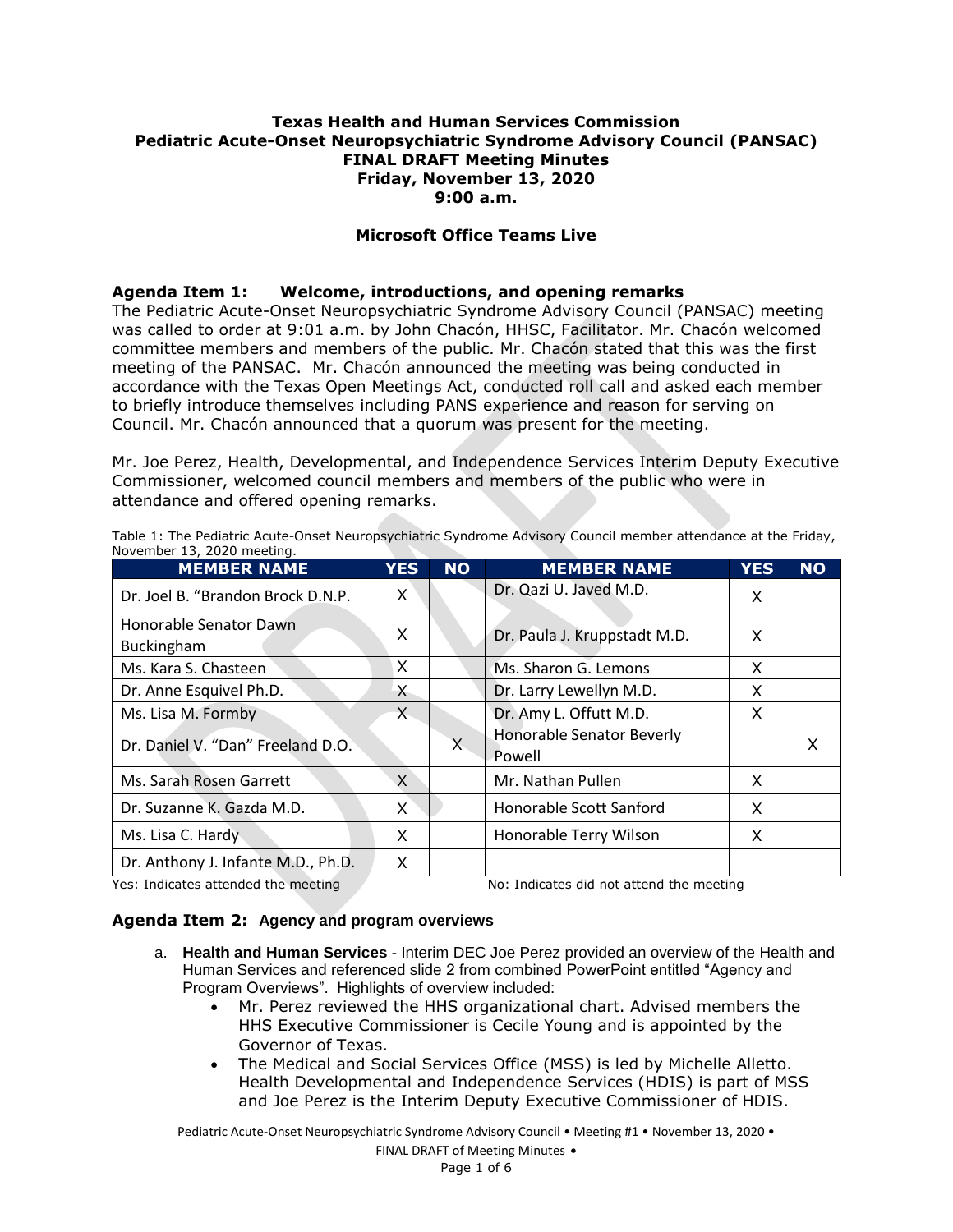**Texas Health and Human Services Commission**
**Pediatric Acute-Onset Neuropsychiatric Syndrome Advisory Council (PANSAC)**
**FINAL DRAFT Meeting Minutes**
**Friday, November 13, 2020**
**9:00 a.m.**

**Microsoft Office Teams Live**

### Agenda Item 1: Welcome, introductions, and opening remarks

The Pediatric Acute-Onset Neuropsychiatric Syndrome Advisory Council (PANSAC) meeting was called to order at 9:01 a.m. by John Chacón, HHSC, Facilitator. Mr. Chacón welcomed committee members and members of the public. Mr. Chacón stated that this was the first meeting of the PANSAC. Mr. Chacón announced the meeting was being conducted in accordance with the Texas Open Meetings Act, conducted roll call and asked each member to briefly introduce themselves including PANS experience and reason for serving on Council. Mr. Chacón announced that a quorum was present for the meeting.

Mr. Joe Perez, Health, Developmental, and Independence Services Interim Deputy Executive Commissioner, welcomed council members and members of the public who were in attendance and offered opening remarks.

Table 1: The Pediatric Acute-Onset Neuropsychiatric Syndrome Advisory Council member attendance at the Friday, November 13, 2020 meeting.

| MEMBER NAME | YES | NO | MEMBER NAME | YES | NO |
|---|---|---|---|---|---|
| Dr. Joel B. "Brandon Brock D.N.P. | X | | Dr. Qazi U. Javed M.D. | X | |
| Honorable Senator Dawn Buckingham | X | | Dr. Paula J. Kruppstadt M.D. | X | |
| Ms. Kara S. Chasteen | X | | Ms. Sharon G. Lemons | X | |
| Dr. Anne Esquivel Ph.D. | X | | Dr. Larry Lewellyn M.D. | X | |
| Ms. Lisa M. Formby | X | | Dr. Amy L. Offutt M.D. | X | |
| Dr. Daniel V. "Dan" Freeland D.O. | | X | Honorable Senator Beverly Powell | | X |
| Ms. Sarah Rosen Garrett | X | | Mr. Nathan Pullen | X | |
| Dr. Suzanne K. Gazda M.D. | X | | Honorable Scott Sanford | X | |
| Ms. Lisa C. Hardy | X | | Honorable Terry Wilson | X | |
| Dr. Anthony J. Infante M.D., Ph.D. | X | | | | |

Yes: Indicates attended the meeting    No: Indicates did not attend the meeting

### Agenda Item 2: Agency and program overviews

a. **Health and Human Services** - Interim DEC Joe Perez provided an overview of the Health and Human Services and referenced slide 2 from combined PowerPoint entitled "Agency and Program Overviews". Highlights of overview included:
   - Mr. Perez reviewed the HHS organizational chart. Advised members the HHS Executive Commissioner is Cecile Young and is appointed by the Governor of Texas.
   - The Medical and Social Services Office (MSS) is led by Michelle Alletto. Health Developmental and Independence Services (HDIS) is part of MSS and Joe Perez is the Interim Deputy Executive Commissioner of HDIS.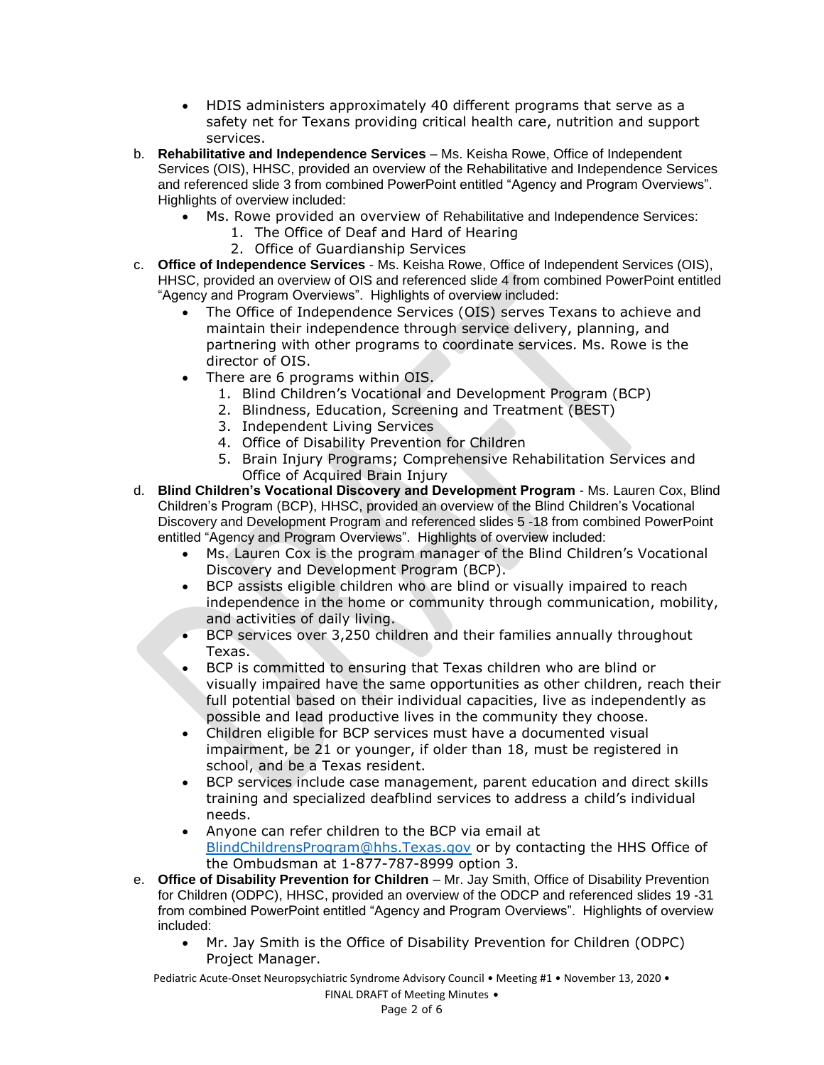- HDIS administers approximately 40 different programs that serve as a safety net for Texans providing critical health care, nutrition and support services.

b. **Rehabilitative and Independence Services** – Ms. Keisha Rowe, Office of Independent Services (OIS), HHSC, provided an overview of the Rehabilitative and Independence Services and referenced slide 3 from combined PowerPoint entitled “Agency and Program Overviews”. Highlights of overview included:
   - Ms. Rowe provided an overview of Rehabilitative and Independence Services:
     1. The Office of Deaf and Hard of Hearing
     2. Office of Guardianship Services

c. **Office of Independence Services** - Ms. Keisha Rowe, Office of Independent Services (OIS), HHSC, provided an overview of OIS and referenced slide 4 from combined PowerPoint entitled “Agency and Program Overviews”. Highlights of overview included:
   - The Office of Independence Services (OIS) serves Texans to achieve and maintain their independence through service delivery, planning, and partnering with other programs to coordinate services. Ms. Rowe is the director of OIS.
   - There are 6 programs within OIS.
     1. Blind Children’s Vocational and Development Program (BCP)
     2. Blindness, Education, Screening and Treatment (BEST)
     3. Independent Living Services
     4. Office of Disability Prevention for Children
     5. Brain Injury Programs; Comprehensive Rehabilitation Services and Office of Acquired Brain Injury

d. **Blind Children’s Vocational Discovery and Development Program** - Ms. Lauren Cox, Blind Children’s Program (BCP), HHSC, provided an overview of the Blind Children’s Vocational Discovery and Development Program and referenced slides 5 -18 from combined PowerPoint entitled “Agency and Program Overviews”. Highlights of overview included:
   - Ms. Lauren Cox is the program manager of the Blind Children’s Vocational Discovery and Development Program (BCP).
   - BCP assists eligible children who are blind or visually impaired to reach independence in the home or community through communication, mobility, and activities of daily living.
   - BCP services over 3,250 children and their families annually throughout Texas.
   - BCP is committed to ensuring that Texas children who are blind or visually impaired have the same opportunities as other children, reach their full potential based on their individual capacities, live as independently as possible and lead productive lives in the community they choose.
   - Children eligible for BCP services must have a documented visual impairment, be 21 or younger, if older than 18, must be registered in school, and be a Texas resident.
   - BCP services include case management, parent education and direct skills training and specialized deafblind services to address a child’s individual needs.
   - Anyone can refer children to the BCP via email at BlindChildrensProgram@hhs.Texas.gov or by contacting the HHS Office of the Ombudsman at 1-877-787-8999 option 3.

e. **Office of Disability Prevention for Children** – Mr. Jay Smith, Office of Disability Prevention for Children (ODPC), HHSC, provided an overview of the ODCP and referenced slides 19 -31 from combined PowerPoint entitled “Agency and Program Overviews”. Highlights of overview included:
   - Mr. Jay Smith is the Office of Disability Prevention for Children (ODPC) Project Manager.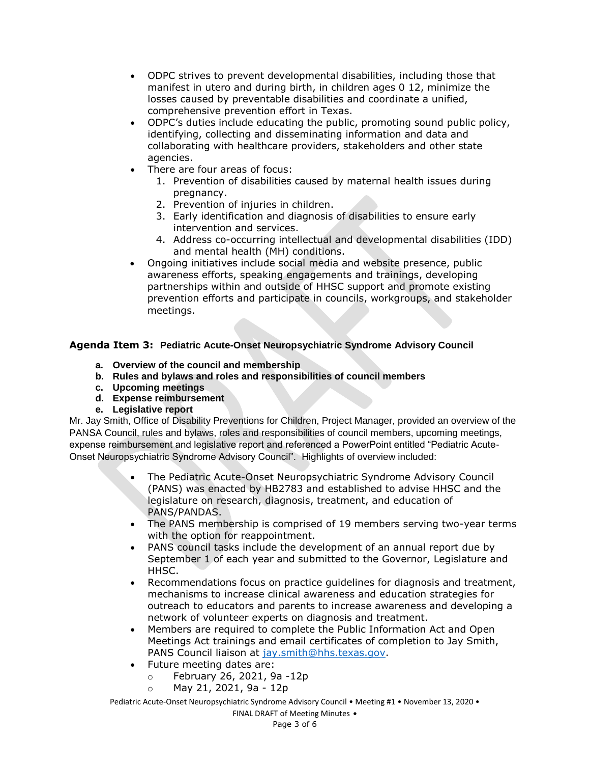- ODPC strives to prevent developmental disabilities, including those that manifest in utero and during birth, in children ages 0 12, minimize the losses caused by preventable disabilities and coordinate a unified, comprehensive prevention effort in Texas.
- ODPC's duties include educating the public, promoting sound public policy, identifying, collecting and disseminating information and data and collaborating with healthcare providers, stakeholders and other state agencies.
- There are four areas of focus:
  1. Prevention of disabilities caused by maternal health issues during pregnancy.
  2. Prevention of injuries in children.
  3. Early identification and diagnosis of disabilities to ensure early intervention and services.
  4. Address co-occurring intellectual and developmental disabilities (IDD) and mental health (MH) conditions.
- Ongoing initiatives include social media and website presence, public awareness efforts, speaking engagements and trainings, developing partnerships within and outside of HHSC support and promote existing prevention efforts and participate in councils, workgroups, and stakeholder meetings.

### Agenda Item 3: Pediatric Acute-Onset Neuropsychiatric Syndrome Advisory Council

a. **Overview of the council and membership**
b. **Rules and bylaws and roles and responsibilities of council members**
c. **Upcoming meetings**
d. **Expense reimbursement**
e. **Legislative report**

Mr. Jay Smith, Office of Disability Preventions for Children, Project Manager, provided an overview of the PANSA Council, rules and bylaws, roles and responsibilities of council members, upcoming meetings, expense reimbursement and legislative report and referenced a PowerPoint entitled "Pediatric Acute-Onset Neuropsychiatric Syndrome Advisory Council". Highlights of overview included:

- The Pediatric Acute-Onset Neuropsychiatric Syndrome Advisory Council (PANS) was enacted by HB2783 and established to advise HHSC and the legislature on research, diagnosis, treatment, and education of PANS/PANDAS.
- The PANS membership is comprised of 19 members serving two-year terms with the option for reappointment.
- PANS council tasks include the development of an annual report due by September 1 of each year and submitted to the Governor, Legislature and HHSC.
- Recommendations focus on practice guidelines for diagnosis and treatment, mechanisms to increase clinical awareness and education strategies for outreach to educators and parents to increase awareness and developing a network of volunteer experts on diagnosis and treatment.
- Members are required to complete the Public Information Act and Open Meetings Act trainings and email certificates of completion to Jay Smith, PANS Council liaison at jay.smith@hhs.texas.gov.
- Future meeting dates are:
  - February 26, 2021, 9a -12p
  - May 21, 2021, 9a - 12p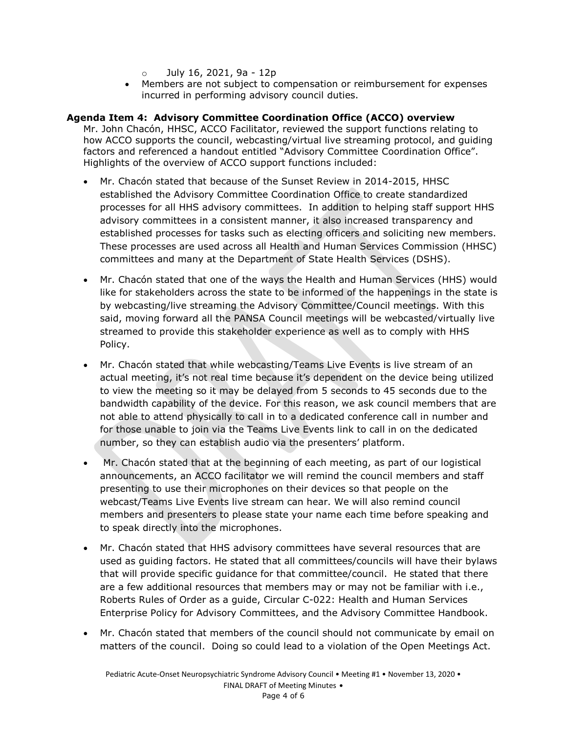- July 16, 2021, 9a - 12p
- Members are not subject to compensation or reimbursement for expenses incurred in performing advisory council duties.

**Agenda Item 4: Advisory Committee Coordination Office (ACCO) overview**

Mr. John Chacón, HHSC, ACCO Facilitator, reviewed the support functions relating to how ACCO supports the council, webcasting/virtual live streaming protocol, and guiding factors and referenced a handout entitled "Advisory Committee Coordination Office". Highlights of the overview of ACCO support functions included:

- Mr. Chacón stated that because of the Sunset Review in 2014-2015, HHSC established the Advisory Committee Coordination Office to create standardized processes for all HHS advisory committees. In addition to helping staff support HHS advisory committees in a consistent manner, it also increased transparency and established processes for tasks such as electing officers and soliciting new members. These processes are used across all Health and Human Services Commission (HHSC) committees and many at the Department of State Health Services (DSHS).

- Mr. Chacón stated that one of the ways the Health and Human Services (HHS) would like for stakeholders across the state to be informed of the happenings in the state is by webcasting/live streaming the Advisory Committee/Council meetings. With this said, moving forward all the PANSA Council meetings will be webcasted/virtually live streamed to provide this stakeholder experience as well as to comply with HHS Policy.

- Mr. Chacón stated that while webcasting/Teams Live Events is live stream of an actual meeting, it's not real time because it's dependent on the device being utilized to view the meeting so it may be delayed from 5 seconds to 45 seconds due to the bandwidth capability of the device. For this reason, we ask council members that are not able to attend physically to call in to a dedicated conference call in number and for those unable to join via the Teams Live Events link to call in on the dedicated number, so they can establish audio via the presenters' platform.

- Mr. Chacón stated that at the beginning of each meeting, as part of our logistical announcements, an ACCO facilitator we will remind the council members and staff presenting to use their microphones on their devices so that people on the webcast/Teams Live Events live stream can hear. We will also remind council members and presenters to please state your name each time before speaking and to speak directly into the microphones.

- Mr. Chacón stated that HHS advisory committees have several resources that are used as guiding factors. He stated that all committees/councils will have their bylaws that will provide specific guidance for that committee/council. He stated that there are a few additional resources that members may or may not be familiar with i.e., Roberts Rules of Order as a guide, Circular C-022: Health and Human Services Enterprise Policy for Advisory Committees, and the Advisory Committee Handbook.

- Mr. Chacón stated that members of the council should not communicate by email on matters of the council. Doing so could lead to a violation of the Open Meetings Act.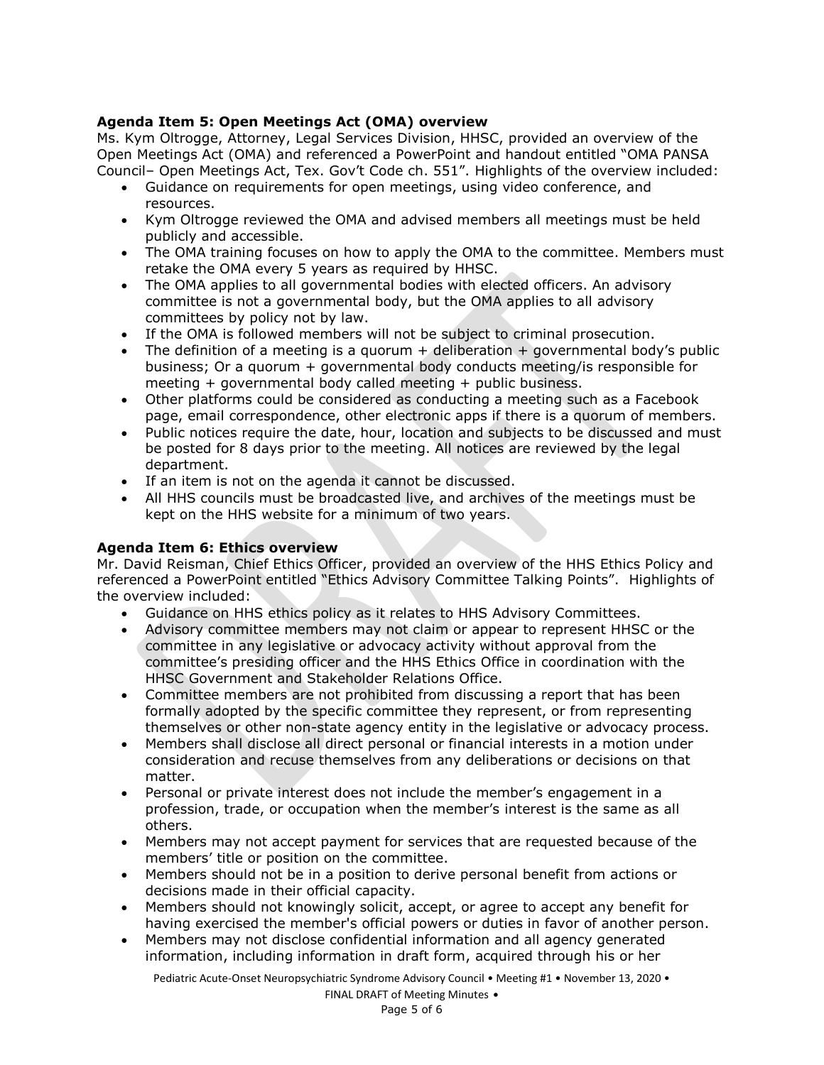**Agenda Item 5: Open Meetings Act (OMA) overview**

Ms. Kym Oltrogge, Attorney, Legal Services Division, HHSC, provided an overview of the Open Meetings Act (OMA) and referenced a PowerPoint and handout entitled "OMA PANSA Council– Open Meetings Act, Tex. Gov't Code ch. 551". Highlights of the overview included:

- Guidance on requirements for open meetings, using video conference, and resources.
- Kym Oltrogge reviewed the OMA and advised members all meetings must be held publicly and accessible.
- The OMA training focuses on how to apply the OMA to the committee. Members must retake the OMA every 5 years as required by HHSC.
- The OMA applies to all governmental bodies with elected officers. An advisory committee is not a governmental body, but the OMA applies to all advisory committees by policy not by law.
- If the OMA is followed members will not be subject to criminal prosecution.
- The definition of a meeting is a quorum + deliberation + governmental body's public business; Or a quorum + governmental body conducts meeting/is responsible for meeting + governmental body called meeting + public business.
- Other platforms could be considered as conducting a meeting such as a Facebook page, email correspondence, other electronic apps if there is a quorum of members.
- Public notices require the date, hour, location and subjects to be discussed and must be posted for 8 days prior to the meeting. All notices are reviewed by the legal department.
- If an item is not on the agenda it cannot be discussed.
- All HHS councils must be broadcasted live, and archives of the meetings must be kept on the HHS website for a minimum of two years.

**Agenda Item 6: Ethics overview**

Mr. David Reisman, Chief Ethics Officer, provided an overview of the HHS Ethics Policy and referenced a PowerPoint entitled "Ethics Advisory Committee Talking Points". Highlights of the overview included:

- Guidance on HHS ethics policy as it relates to HHS Advisory Committees.
- Advisory committee members may not claim or appear to represent HHSC or the committee in any legislative or advocacy activity without approval from the committee's presiding officer and the HHS Ethics Office in coordination with the HHSC Government and Stakeholder Relations Office.
- Committee members are not prohibited from discussing a report that has been formally adopted by the specific committee they represent, or from representing themselves or other non-state agency entity in the legislative or advocacy process.
- Members shall disclose all direct personal or financial interests in a motion under consideration and recuse themselves from any deliberations or decisions on that matter.
- Personal or private interest does not include the member's engagement in a profession, trade, or occupation when the member's interest is the same as all others.
- Members may not accept payment for services that are requested because of the members' title or position on the committee.
- Members should not be in a position to derive personal benefit from actions or decisions made in their official capacity.
- Members should not knowingly solicit, accept, or agree to accept any benefit for having exercised the member's official powers or duties in favor of another person.
- Members may not disclose confidential information and all agency generated information, including information in draft form, acquired through his or her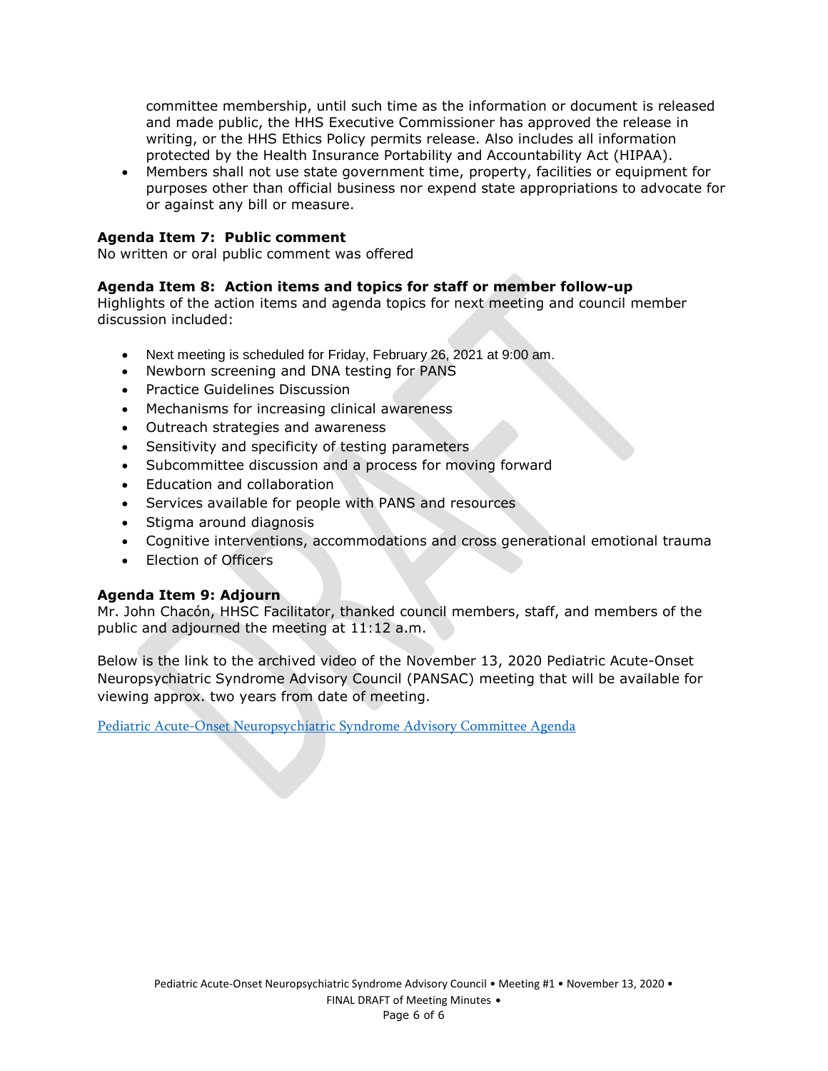committee membership, until such time as the information or document is released and made public, the HHS Executive Commissioner has approved the release in writing, or the HHS Ethics Policy permits release. Also includes all information protected by the Health Insurance Portability and Accountability Act (HIPAA).

- Members shall not use state government time, property, facilities or equipment for purposes other than official business nor expend state appropriations to advocate for or against any bill or measure.

**Agenda Item 7: Public comment**
No written or oral public comment was offered

**Agenda Item 8: Action items and topics for staff or member follow-up**
Highlights of the action items and agenda topics for next meeting and council member discussion included:

- Next meeting is scheduled for Friday, February 26, 2021 at 9:00 am.
- Newborn screening and DNA testing for PANS
- Practice Guidelines Discussion
- Mechanisms for increasing clinical awareness
- Outreach strategies and awareness
- Sensitivity and specificity of testing parameters
- Subcommittee discussion and a process for moving forward
- Education and collaboration
- Services available for people with PANS and resources
- Stigma around diagnosis
- Cognitive interventions, accommodations and cross generational emotional trauma
- Election of Officers

**Agenda Item 9: Adjourn**
Mr. John Chacón, HHSC Facilitator, thanked council members, staff, and members of the public and adjourned the meeting at 11:12 a.m.

Below is the link to the archived video of the November 13, 2020 Pediatric Acute-Onset Neuropsychiatric Syndrome Advisory Council (PANSAC) meeting that will be available for viewing approx. two years from date of meeting.

Pediatric Acute-Onset Neuropsychiatric Syndrome Advisory Committee Agenda